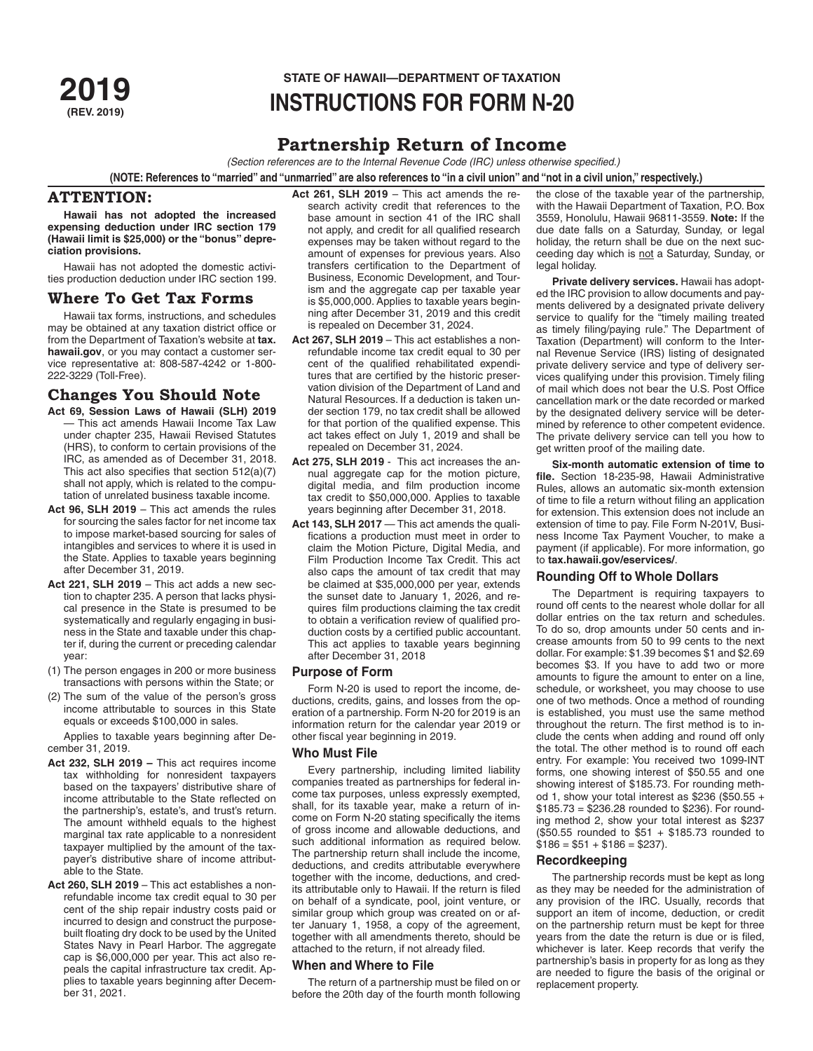**2019**
**(REV. 2019)**

**STATE OF HAWAII—DEPARTMENT OF TAXATION**

# INSTRUCTIONS FOR FORM N-20

## Partnership Return of Income

*(Section references are to the Internal Revenue Code (IRC) unless otherwise specified.)*

**(NOTE: References to "married" and "unmarried" are also references to "in a civil union" and "not in a civil union," respectively.)**

## ATTENTION:

**Hawaii has not adopted the increased expensing deduction under IRC section 179 (Hawaii limit is $25,000) or the "bonus" depreciation provisions.**

Hawaii has not adopted the domestic activities production deduction under IRC section 199.

## Where To Get Tax Forms

Hawaii tax forms, instructions, and schedules may be obtained at any taxation district office or from the Department of Taxation's website at **tax.hawaii.gov**, or you may contact a customer service representative at: 808-587-4242 or 1-800-222-3229 (Toll-Free).

## Changes You Should Note

**Act 69, Session Laws of Hawaii (SLH) 2019** — This act amends Hawaii Income Tax Law under chapter 235, Hawaii Revised Statutes (HRS), to conform to certain provisions of the IRC, as amended as of December 31, 2018. This act also specifies that section 512(a)(7) shall not apply, which is related to the computation of unrelated business taxable income.

**Act 96, SLH 2019** – This act amends the rules for sourcing the sales factor for net income tax to impose market-based sourcing for sales of intangibles and services to where it is used in the State. Applies to taxable years beginning after December 31, 2019.

**Act 221, SLH 2019** – This act adds a new section to chapter 235. A person that lacks physical presence in the State is presumed to be systematically and regularly engaging in business in the State and taxable under this chapter if, during the current or preceding calendar year:

(1) The person engages in 200 or more business transactions with persons within the State; or
(2) The sum of the value of the person's gross income attributable to sources in this State equals or exceeds $100,000 in sales.

Applies to taxable years beginning after December 31, 2019.

**Act 232, SLH 2019 –** This act requires income tax withholding for nonresident taxpayers based on the taxpayers' distributive share of income attributable to the State reflected on the partnership's, estate's, and trust's return. The amount withheld equals to the highest marginal tax rate applicable to a nonresident taxpayer multiplied by the amount of the taxpayer's distributive share of income attributable to the State.

**Act 260, SLH 2019** – This act establishes a nonrefundable income tax credit equal to 30 per cent of the ship repair industry costs paid or incurred to design and construct the purpose-built floating dry dock to be used by the United States Navy in Pearl Harbor. The aggregate cap is $6,000,000 per year. This act also repeals the capital infrastructure tax credit. Applies to taxable years beginning after December 31, 2021.

**Act 261, SLH 2019** – This act amends the research activity credit that references to the base amount in section 41 of the IRC shall not apply, and credit for all qualified research expenses may be taken without regard to the amount of expenses for previous years. Also transfers certification to the Department of Business, Economic Development, and Tourism and the aggregate cap per taxable year is $5,000,000. Applies to taxable years beginning after December 31, 2019 and this credit is repealed on December 31, 2024.

**Act 267, SLH 2019** – This act establishes a nonrefundable income tax credit equal to 30 per cent of the qualified rehabilitated expenditures that are certified by the historic preservation division of the Department of Land and Natural Resources. If a deduction is taken under section 179, no tax credit shall be allowed for that portion of the qualified expense. This act takes effect on July 1, 2019 and shall be repealed on December 31, 2024.

**Act 275, SLH 2019** - This act increases the annual aggregate cap for the motion picture, digital media, and film production income tax credit to $50,000,000. Applies to taxable years beginning after December 31, 2018.

**Act 143, SLH 2017** — This act amends the qualifications a production must meet in order to claim the Motion Picture, Digital Media, and Film Production Income Tax Credit. This act also caps the amount of tax credit that may be claimed at $35,000,000 per year, extends the sunset date to January 1, 2026, and requires film productions claiming the tax credit to obtain a verification review of qualified production costs by a certified public accountant. This act applies to taxable years beginning after December 31, 2018

### Purpose of Form

Form N-20 is used to report the income, deductions, credits, gains, and losses from the operation of a partnership. Form N-20 for 2019 is an information return for the calendar year 2019 or other fiscal year beginning in 2019.

### Who Must File

Every partnership, including limited liability companies treated as partnerships for federal income tax purposes, unless expressly exempted, shall, for its taxable year, make a return of income on Form N-20 stating specifically the items of gross income and allowable deductions, and such additional information as required below. The partnership return shall include the income, deductions, and credits attributable everywhere together with the income, deductions, and credits attributable only to Hawaii. If the return is filed on behalf of a syndicate, pool, joint venture, or similar group which group was created on or after January 1, 1958, a copy of the agreement, together with all amendments thereto, should be attached to the return, if not already filed.

### When and Where to File

The return of a partnership must be filed on or before the 20th day of the fourth month following the close of the taxable year of the partnership, with the Hawaii Department of Taxation, P.O. Box 3559, Honolulu, Hawaii 96811-3559. **Note:** If the due date falls on a Saturday, Sunday, or legal holiday, the return shall be due on the next succeeding day which is not a Saturday, Sunday, or legal holiday.

**Private delivery services.** Hawaii has adopted the IRC provision to allow documents and payments delivered by a designated private delivery service to qualify for the "timely mailing treated as timely filing/paying rule." The Department of Taxation (Department) will conform to the Internal Revenue Service (IRS) listing of designated private delivery service and type of delivery services qualifying under this provision. Timely filing of mail which does not bear the U.S. Post Office cancellation mark or the date recorded or marked by the designated delivery service will be determined by reference to other competent evidence. The private delivery service can tell you how to get written proof of the mailing date.

**Six-month automatic extension of time to file.** Section 18-235-98, Hawaii Administrative Rules, allows an automatic six-month extension of time to file a return without filing an application for extension. This extension does not include an extension of time to pay. File Form N-201V, Business Income Tax Payment Voucher, to make a payment (if applicable). For more information, go to **tax.hawaii.gov/eservices/**.

### Rounding Off to Whole Dollars

The Department is requiring taxpayers to round off cents to the nearest whole dollar for all dollar entries on the tax return and schedules. To do so, drop amounts under 50 cents and increase amounts from 50 to 99 cents to the next dollar. For example: $1.39 becomes $1 and $2.69 becomes $3. If you have to add two or more amounts to figure the amount to enter on a line, schedule, or worksheet, you may choose to use one of two methods. Once a method of rounding is established, you must use the same method throughout the return. The first method is to include the cents when adding and round off only the total. The other method is to round off each entry. For example: You received two 1099-INT forms, one showing interest of $50.55 and one showing interest of $185.73. For rounding method 1, show your total interest as $236 ($50.55 + $185.73 = $236.28 rounded to $236). For rounding method 2, show your total interest as $237 ($50.55 rounded to $51 + $185.73 rounded to $186 = $51 + $186 = $237).

### Recordkeeping

The partnership records must be kept as long as they may be needed for the administration of any provision of the IRC. Usually, records that support an item of income, deduction, or credit on the partnership return must be kept for three years from the date the return is due or is filed, whichever is later. Keep records that verify the partnership's basis in property for as long as they are needed to figure the basis of the original or replacement property.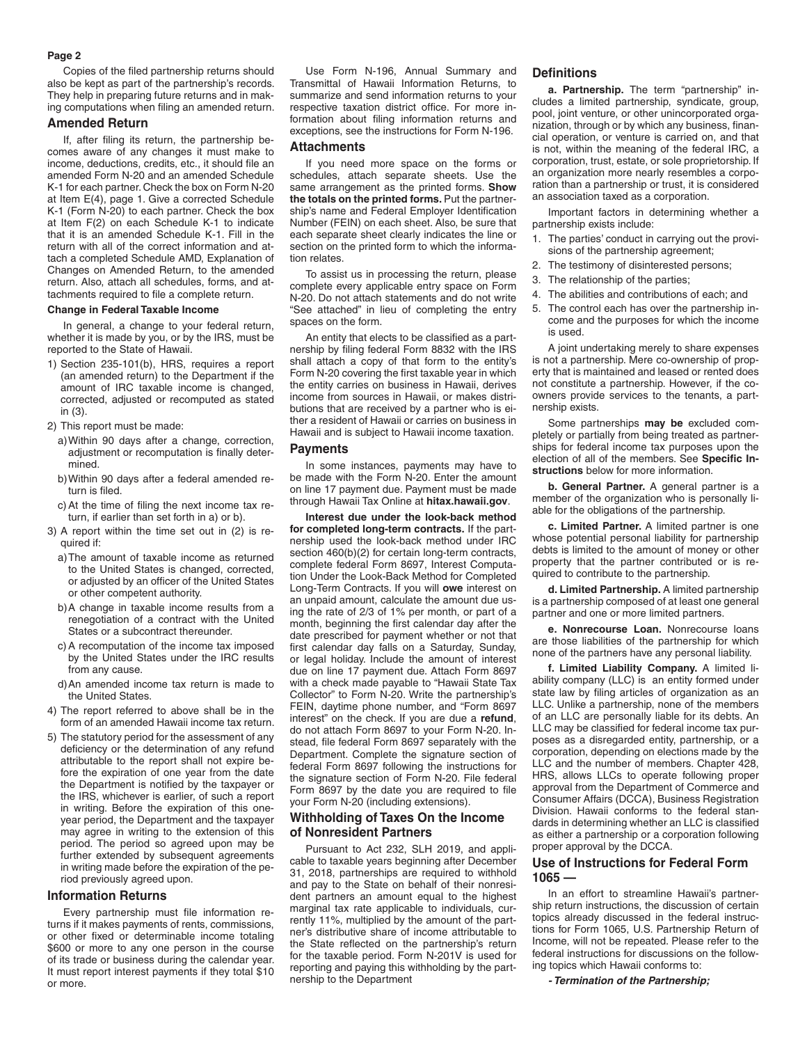Copies of the filed partnership returns should also be kept as part of the partnership's records. They help in preparing future returns and in making computations when filing an amended return.

## Amended Return

If, after filing its return, the partnership becomes aware of any changes it must make to income, deductions, credits, etc., it should file an amended Form N-20 and an amended Schedule K-1 for each partner. Check the box on Form N-20 at Item E(4), page 1. Give a corrected Schedule K-1 (Form N-20) to each partner. Check the box at Item F(2) on each Schedule K-1 to indicate that it is an amended Schedule K-1. Fill in the return with all of the correct information and attach a completed Schedule AMD, Explanation of Changes on Amended Return, to the amended return. Also, attach all schedules, forms, and attachments required to file a complete return.

#### Change in Federal Taxable Income

In general, a change to your federal return, whether it is made by you, or by the IRS, must be reported to the State of Hawaii.

1) Section 235-101(b), HRS, requires a report (an amended return) to the Department if the amount of IRC taxable income is changed, corrected, adjusted or recomputed as stated in (3).
2) This report must be made:
   a) Within 90 days after a change, correction, adjustment or recomputation is finally determined.
   b) Within 90 days after a federal amended return is filed.
   c) At the time of filing the next income tax return, if earlier than set forth in a) or b).
3) A report within the time set out in (2) is required if:
   a) The amount of taxable income as returned to the United States is changed, corrected, or adjusted by an officer of the United States or other competent authority.
   b) A change in taxable income results from a renegotiation of a contract with the United States or a subcontract thereunder.
   c) A recomputation of the income tax imposed by the United States under the IRC results from any cause.
   d) An amended income tax return is made to the United States.
4) The report referred to above shall be in the form of an amended Hawaii income tax return.
5) The statutory period for the assessment of any deficiency or the determination of any refund attributable to the report shall not expire before the expiration of one year from the date the Department is notified by the taxpayer or the IRS, whichever is earlier, of such a report in writing. Before the expiration of this one-year period, the Department and the taxpayer may agree in writing to the extension of this period. The period so agreed upon may be further extended by subsequent agreements in writing made before the expiration of the period previously agreed upon.

## Information Returns

Every partnership must file information returns if it makes payments of rents, commissions, or other fixed or determinable income totaling $600 or more to any one person in the course of its trade or business during the calendar year. It must report interest payments if they total $10 or more.

Use Form N-196, Annual Summary and Transmittal of Hawaii Information Returns, to summarize and send information returns to your respective taxation district office. For more information about filing information returns and exceptions, see the instructions for Form N-196.

## Attachments

If you need more space on the forms or schedules, attach separate sheets. Use the same arrangement as the printed forms. **Show the totals on the printed forms.** Put the partnership's name and Federal Employer Identification Number (FEIN) on each sheet. Also, be sure that each separate sheet clearly indicates the line or section on the printed form to which the information relates.

To assist us in processing the return, please complete every applicable entry space on Form N-20. Do not attach statements and do not write "See attached" in lieu of completing the entry spaces on the form.

An entity that elects to be classified as a partnership by filing federal Form 8832 with the IRS shall attach a copy of that form to the entity's Form N-20 covering the first taxable year in which the entity carries on business in Hawaii, derives income from sources in Hawaii, or makes distributions that are received by a partner who is either a resident of Hawaii or carries on business in Hawaii and is subject to Hawaii income taxation.

## Payments

In some instances, payments may have to be made with the Form N-20. Enter the amount on line 17 payment due. Payment must be made through Hawaii Tax Online at **hitax.hawaii.gov**.

**Interest due under the look-back method for completed long-term contracts.** If the partnership used the look-back method under IRC section 460(b)(2) for certain long-term contracts, complete federal Form 8697, Interest Computation Under the Look-Back Method for Completed Long-Term Contracts. If you will **owe** interest on an unpaid amount, calculate the amount due using the rate of 2/3 of 1% per month, or part of a month, beginning the first calendar day after the date prescribed for payment whether or not that first calendar day falls on a Saturday, Sunday, or legal holiday. Include the amount of interest due on line 17 payment due. Attach Form 8697 with a check made payable to "Hawaii State Tax Collector" to Form N-20. Write the partnership's FEIN, daytime phone number, and "Form 8697 interest" on the check. If you are due a **refund**, do not attach Form 8697 to your Form N-20. Instead, file federal Form 8697 separately with the Department. Complete the signature section of federal Form 8697 following the instructions for the signature section of Form N-20. File federal Form 8697 by the date you are required to file your Form N-20 (including extensions).

## Withholding of Taxes On the Income of Nonresident Partners

Pursuant to Act 232, SLH 2019, and applicable to taxable years beginning after December 31, 2018, partnerships are required to withhold and pay to the State on behalf of their nonresident partners an amount equal to the highest marginal tax rate applicable to individuals, currently 11%, multiplied by the amount of the partner's distributive share of income attributable to the State reflected on the partnership's return for the taxable period. Form N-201V is used for reporting and paying this withholding by the partnership to the Department

## Definitions

**a. Partnership.** The term "partnership" includes a limited partnership, syndicate, group, pool, joint venture, or other unincorporated organization, through or by which any business, financial operation, or venture is carried on, and that is not, within the meaning of the federal IRC, a corporation, trust, estate, or sole proprietorship. If an organization more nearly resembles a corporation than a partnership or trust, it is considered an association taxed as a corporation.

Important factors in determining whether a partnership exists include:

1. The parties' conduct in carrying out the provisions of the partnership agreement;
2. The testimony of disinterested persons;
3. The relationship of the parties;
4. The abilities and contributions of each; and
5. The control each has over the partnership income and the purposes for which the income is used.

A joint undertaking merely to share expenses is not a partnership. Mere co-ownership of property that is maintained and leased or rented does not constitute a partnership. However, if the co-owners provide services to the tenants, a partnership exists.

Some partnerships **may be** excluded completely or partially from being treated as partnerships for federal income tax purposes upon the election of all of the members. See **Specific Instructions** below for more information.

**b. General Partner.** A general partner is a member of the organization who is personally liable for the obligations of the partnership.

**c. Limited Partner.** A limited partner is one whose potential personal liability for partnership debts is limited to the amount of money or other property that the partner contributed or is required to contribute to the partnership.

**d. Limited Partnership.** A limited partnership is a partnership composed of at least one general partner and one or more limited partners.

**e. Nonrecourse Loan.** Nonrecourse loans are those liabilities of the partnership for which none of the partners have any personal liability.

**f. Limited Liability Company.** A limited liability company (LLC) is an entity formed under state law by filing articles of organization as an LLC. Unlike a partnership, none of the members of an LLC are personally liable for its debts. An LLC may be classified for federal income tax purposes as a disregarded entity, partnership, or a corporation, depending on elections made by the LLC and the number of members. Chapter 428, HRS, allows LLCs to operate following proper approval from the Department of Commerce and Consumer Affairs (DCCA), Business Registration Division. Hawaii conforms to the federal standards in determining whether an LLC is classified as either a partnership or a corporation following proper approval by the DCCA.

## Use of Instructions for Federal Form 1065 —

In an effort to streamline Hawaii's partnership return instructions, the discussion of certain topics already discussed in the federal instructions for Form 1065, U.S. Partnership Return of Income, will not be repeated. Please refer to the federal instructions for discussions on the following topics which Hawaii conforms to:

***- Termination of the Partnership;***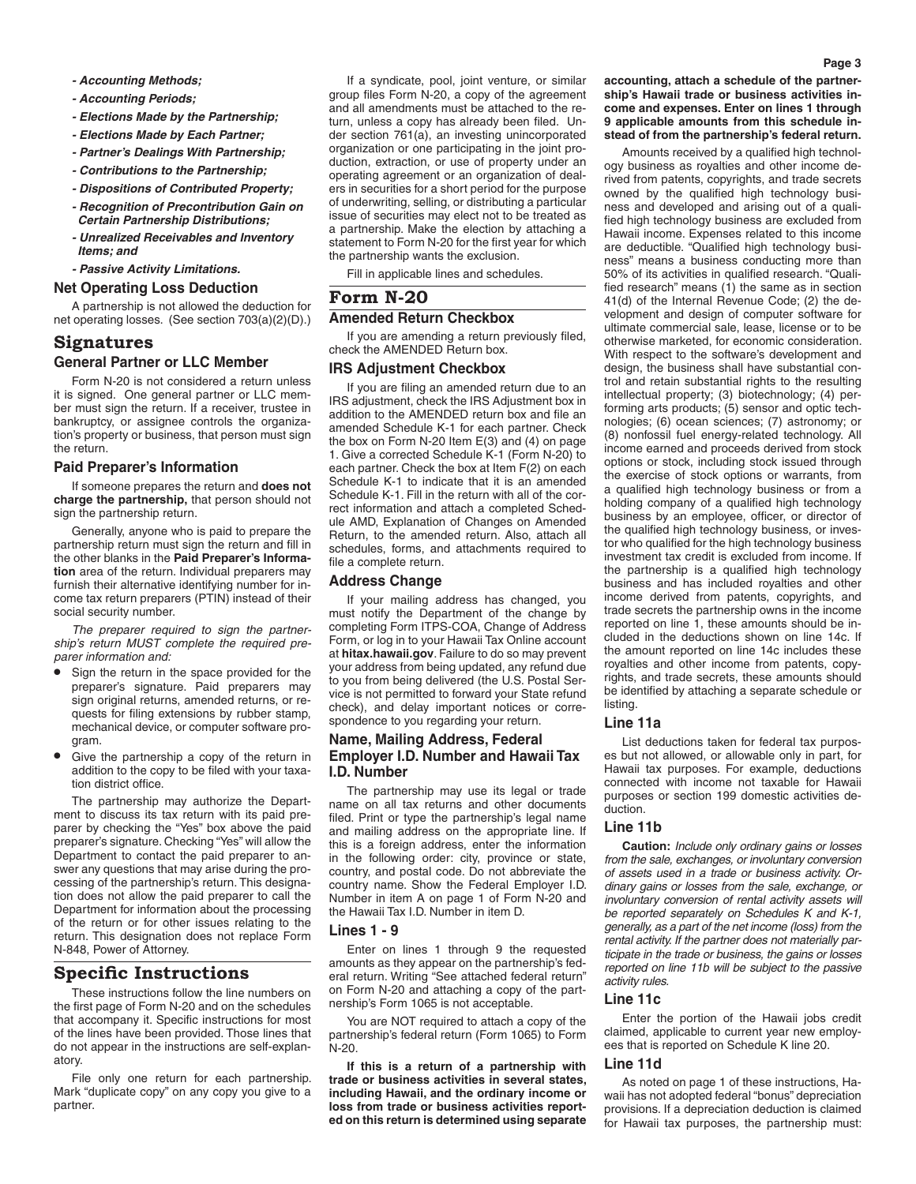- *Accounting Methods;*
- *Accounting Periods;*
- *Elections Made by the Partnership;*
- *Elections Made by Each Partner;*
- *Partner's Dealings With Partnership;*
- *Contributions to the Partnership;*
- *Dispositions of Contributed Property;*
- *Recognition of Precontribution Gain on Certain Partnership Distributions;*
- *Unrealized Receivables and Inventory Items; and*
- *Passive Activity Limitations.*

### Net Operating Loss Deduction

A partnership is not allowed the deduction for net operating losses. (See section 703(a)(2)(D).)

## Signatures

### General Partner or LLC Member

Form N-20 is not considered a return unless it is signed. One general partner or LLC member must sign the return. If a receiver, trustee in bankruptcy, or assignee controls the organization's property or business, that person must sign the return.

### Paid Preparer's Information

If someone prepares the return and **does not charge the partnership,** that person should not sign the partnership return.

Generally, anyone who is paid to prepare the partnership return must sign the return and fill in the other blanks in the **Paid Preparer's Information** area of the return. Individual preparers may furnish their alternative identifying number for income tax return preparers (PTIN) instead of their social security number.

*The preparer required to sign the partnership's return MUST complete the required preparer information and:*

- Sign the return in the space provided for the preparer's signature. Paid preparers may sign original returns, amended returns, or requests for filing extensions by rubber stamp, mechanical device, or computer software program.
- Give the partnership a copy of the return in addition to the copy to be filed with your taxation district office.

The partnership may authorize the Department to discuss its tax return with its paid preparer by checking the "Yes" box above the paid preparer's signature. Checking "Yes" will allow the Department to contact the paid preparer to answer any questions that may arise during the processing of the partnership's return. This designation does not allow the paid preparer to call the Department for information about the processing of the return or for other issues relating to the return. This designation does not replace Form N-848, Power of Attorney.

## Specific Instructions

These instructions follow the line numbers on the first page of Form N-20 and on the schedules that accompany it. Specific instructions for most of the lines have been provided. Those lines that do not appear in the instructions are self-explanatory.

File only one return for each partnership. Mark "duplicate copy" on any copy you give to a partner.

If a syndicate, pool, joint venture, or similar group files Form N-20, a copy of the agreement and all amendments must be attached to the return, unless a copy has already been filed. Under section 761(a), an investing unincorporated organization or one participating in the joint production, extraction, or use of property under an operating agreement or an organization of dealers in securities for a short period for the purpose of underwriting, selling, or distributing a particular issue of securities may elect not to be treated as a partnership. Make the election by attaching a statement to Form N-20 for the first year for which the partnership wants the exclusion.

Fill in applicable lines and schedules.

## Form N-20

### Amended Return Checkbox

If you are amending a return previously filed, check the AMENDED Return box.

### IRS Adjustment Checkbox

If you are filing an amended return due to an IRS adjustment, check the IRS Adjustment box in addition to the AMENDED return box and file an amended Schedule K-1 for each partner. Check the box on Form N-20 Item E(3) and (4) on page 1. Give a corrected Schedule K-1 (Form N-20) to each partner. Check the box at Item F(2) on each Schedule K-1 to indicate that it is an amended Schedule K-1. Fill in the return with all of the correct information and attach a completed Schedule AMD, Explanation of Changes on Amended Return, to the amended return. Also, attach all schedules, forms, and attachments required to file a complete return.

### Address Change

If your mailing address has changed, you must notify the Department of the change by completing Form ITPS-COA, Change of Address Form, or log in to your Hawaii Tax Online account at **hitax.hawaii.gov**. Failure to do so may prevent your address from being updated, any refund due to you from being delivered (the U.S. Postal Service is not permitted to forward your State refund check), and delay important notices or correspondence to you regarding your return.

### Name, Mailing Address, Federal Employer I.D. Number and Hawaii Tax I.D. Number

The partnership may use its legal or trade name on all tax returns and other documents filed. Print or type the partnership's legal name and mailing address on the appropriate line. If this is a foreign address, enter the information in the following order: city, province or state, country, and postal code. Do not abbreviate the country name. Show the Federal Employer I.D. Number in item A on page 1 of Form N-20 and the Hawaii Tax I.D. Number in item D.

### Lines 1 - 9

Enter on lines 1 through 9 the requested amounts as they appear on the partnership's federal return. Writing "See attached federal return" on Form N-20 and attaching a copy of the partnership's Form 1065 is not acceptable.

You are NOT required to attach a copy of the partnership's federal return (Form 1065) to Form N-20.

**If this is a return of a partnership with trade or business activities in several states, including Hawaii, and the ordinary income or loss from trade or business activities reported on this return is determined using separate accounting, attach a schedule of the partnership's Hawaii trade or business activities income and expenses. Enter on lines 1 through 9 applicable amounts from this schedule instead of from the partnership's federal return.**

Amounts received by a qualified high technology business as royalties and other income derived from patents, copyrights, and trade secrets owned by the qualified high technology business and developed and arising out of a qualified high technology business are excluded from Hawaii income. Expenses related to this income are deductible. "Qualified high technology business" means a business conducting more than 50% of its activities in qualified research. "Qualified research" means (1) the same as in section 41(d) of the Internal Revenue Code; (2) the development and design of computer software for ultimate commercial sale, lease, license or to be otherwise marketed, for economic consideration. With respect to the software's development and design, the business shall have substantial control and retain substantial rights to the resulting intellectual property; (3) biotechnology; (4) performing arts products; (5) sensor and optic technologies; (6) ocean sciences; (7) astronomy; or (8) nonfossil fuel energy-related technology. All income earned and proceeds derived from stock options or stock, including stock issued through the exercise of stock options or warrants, from a qualified high technology business or from a holding company of a qualified high technology business by an employee, officer, or director of the qualified high technology business, or investor who qualified for the high technology business investment tax credit is excluded from income. If the partnership is a qualified high technology business and has included royalties and other income derived from patents, copyrights, and trade secrets the partnership owns in the income reported on line 1, these amounts should be included in the deductions shown on line 14c. If the amount reported on line 14c includes these royalties and other income from patents, copyrights, and trade secrets, these amounts should be identified by attaching a separate schedule or listing.

### Line 11a

List deductions taken for federal tax purposes but not allowed, or allowable only in part, for Hawaii tax purposes. For example, deductions connected with income not taxable for Hawaii purposes or section 199 domestic activities deduction.

### Line 11b

**Caution:** *Include only ordinary gains or losses from the sale, exchanges, or involuntary conversion of assets used in a trade or business activity. Ordinary gains or losses from the sale, exchange, or involuntary conversion of rental activity assets will be reported separately on Schedules K and K-1, generally, as a part of the net income (loss) from the rental activity. If the partner does not materially participate in the trade or business, the gains or losses reported on line 11b will be subject to the passive activity rules.*

### Line 11c

Enter the portion of the Hawaii jobs credit claimed, applicable to current year new employees that is reported on Schedule K line 20.

### Line 11d

As noted on page 1 of these instructions, Hawaii has not adopted federal "bonus" depreciation provisions. If a depreciation deduction is claimed for Hawaii tax purposes, the partnership must: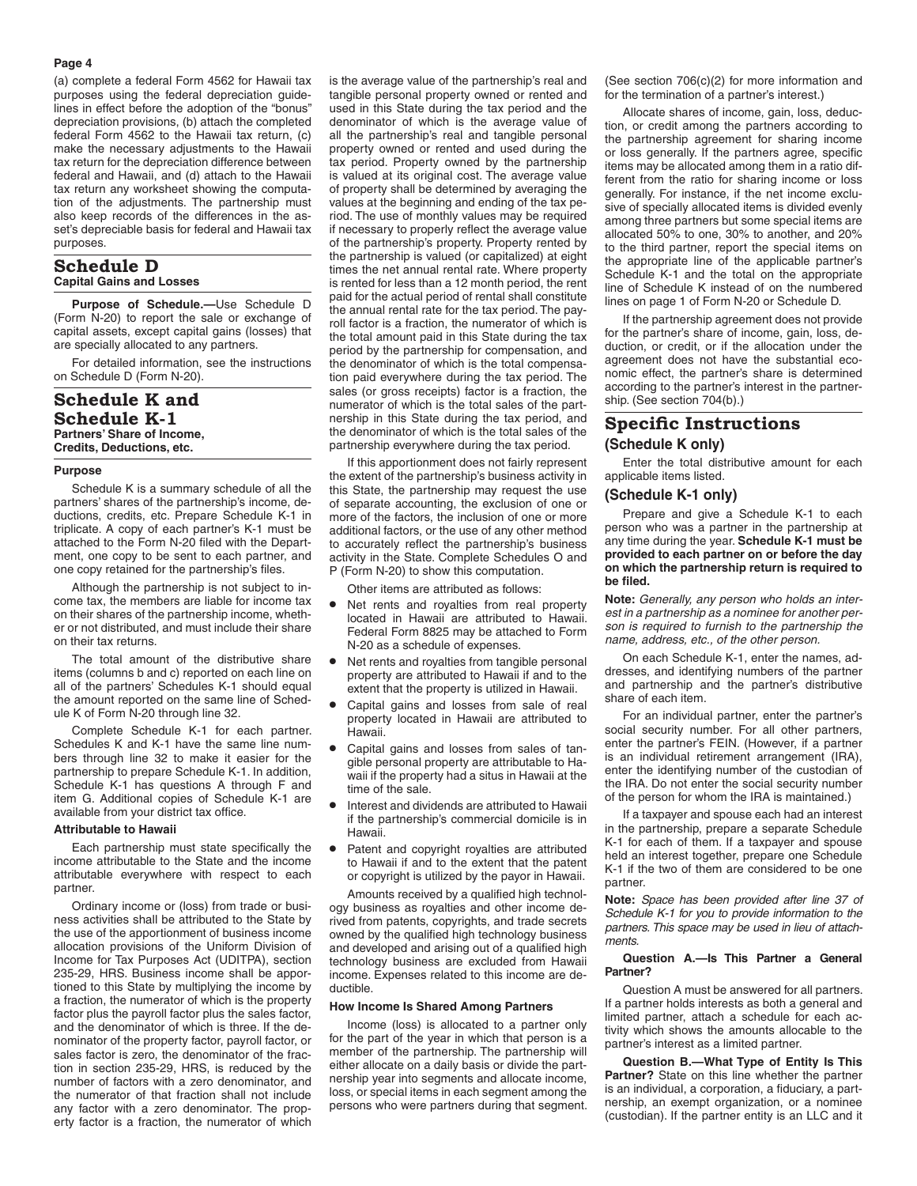(a) complete a federal Form 4562 for Hawaii tax purposes using the federal depreciation guidelines in effect before the adoption of the "bonus" depreciation provisions, (b) attach the completed federal Form 4562 to the Hawaii tax return, (c) make the necessary adjustments to the Hawaii tax return for the depreciation difference between federal and Hawaii, and (d) attach to the Hawaii tax return any worksheet showing the computation of the adjustments. The partnership must also keep records of the differences in the asset's depreciable basis for federal and Hawaii tax purposes.

## Schedule D
### Capital Gains and Losses

**Purpose of Schedule.—**Use Schedule D (Form N-20) to report the sale or exchange of capital assets, except capital gains (losses) that are specially allocated to any partners.

For detailed information, see the instructions on Schedule D (Form N-20).

## Schedule K and Schedule K-1
### Partners' Share of Income, Credits, Deductions, etc.

#### Purpose

Schedule K is a summary schedule of all the partners' shares of the partnership's income, deductions, credits, etc. Prepare Schedule K-1 in triplicate. A copy of each partner's K-1 must be attached to the Form N-20 filed with the Department, one copy to be sent to each partner, and one copy retained for the partnership's files.

Although the partnership is not subject to income tax, the members are liable for income tax on their shares of the partnership income, whether or not distributed, and must include their share on their tax returns.

The total amount of the distributive share items (columns b and c) reported on each line on all of the partners' Schedules K-1 should equal the amount reported on the same line of Schedule K of Form N-20 through line 32.

Complete Schedule K-1 for each partner. Schedules K and K-1 have the same line numbers through line 32 to make it easier for the partnership to prepare Schedule K-1. In addition, Schedule K-1 has questions A through F and item G. Additional copies of Schedule K-1 are available from your district tax office.

#### Attributable to Hawaii

Each partnership must state specifically the income attributable to the State and the income attributable everywhere with respect to each partner.

Ordinary income or (loss) from trade or business activities shall be attributed to the State by the use of the apportionment of business income allocation provisions of the Uniform Division of Income for Tax Purposes Act (UDITPA), section 235-29, HRS. Business income shall be apportioned to this State by multiplying the income by a fraction, the numerator of which is the property factor plus the payroll factor plus the sales factor, and the denominator of which is three. If the denominator of the property factor, payroll factor, or sales factor is zero, the denominator of the fraction in section 235-29, HRS, is reduced by the number of factors with a zero denominator, and the numerator of that fraction shall not include any factor with a zero denominator. The property factor is a fraction, the numerator of which is the average value of the partnership's real and tangible personal property owned or rented and used in this State during the tax period and the denominator of which is the average value of all the partnership's real and tangible personal property owned or rented and used during the tax period. Property owned by the partnership is valued at its original cost. The average value of property shall be determined by averaging the values at the beginning and ending of the tax period. The use of monthly values may be required if necessary to properly reflect the average value of the partnership's property. Property rented by the partnership is valued (or capitalized) at eight times the net annual rental rate. Where property is rented for less than a 12 month period, the rent paid for the actual period of rental shall constitute the annual rental rate for the tax period. The payroll factor is a fraction, the numerator of which is the total amount paid in this State during the tax period by the partnership for compensation, and the denominator of which is the total compensation paid everywhere during the tax period. The sales (or gross receipts) factor is a fraction, the numerator of which is the total sales of the partnership in this State during the tax period, and the denominator of which is the total sales of the partnership everywhere during the tax period.

If this apportionment does not fairly represent the extent of the partnership's business activity in this State, the partnership may request the use of separate accounting, the exclusion of one or more of the factors, the inclusion of one or more additional factors, or the use of any other method to accurately reflect the partnership's business activity in the State. Complete Schedules O and P (Form N-20) to show this computation.

Other items are attributed as follows:

- Net rents and royalties from real property located in Hawaii are attributed to Hawaii. Federal Form 8825 may be attached to Form N-20 as a schedule of expenses.
- Net rents and royalties from tangible personal property are attributed to Hawaii if and to the extent that the property is utilized in Hawaii.
- Capital gains and losses from sale of real property located in Hawaii are attributed to Hawaii.
- Capital gains and losses from sales of tangible personal property are attributable to Hawaii if the property had a situs in Hawaii at the time of the sale.
- Interest and dividends are attributed to Hawaii if the partnership's commercial domicile is in Hawaii.
- Patent and copyright royalties are attributed to Hawaii if and to the extent that the patent or copyright is utilized by the payor in Hawaii.

Amounts received by a qualified high technology business as royalties and other income derived from patents, copyrights, and trade secrets owned by the qualified high technology business and developed and arising out of a qualified high technology business are excluded from Hawaii income. Expenses related to this income are deductible.

#### How Income Is Shared Among Partners

Income (loss) is allocated to a partner only for the part of the year in which that person is a member of the partnership. The partnership will either allocate on a daily basis or divide the partnership year into segments and allocate income, loss, or special items in each segment among the persons who were partners during that segment. (See section 706(c)(2) for more information and for the termination of a partner's interest.)

Allocate shares of income, gain, loss, deduction, or credit among the partners according to the partnership agreement for sharing income or loss generally. If the partners agree, specific items may be allocated among them in a ratio different from the ratio for sharing income or loss generally. For instance, if the net income exclusive of specially allocated items is divided evenly among three partners but some special items are allocated 50% to one, 30% to another, and 20% to the third partner, report the special items on the appropriate line of the applicable partner's Schedule K-1 and the total on the appropriate line of Schedule K instead of on the numbered lines on page 1 of Form N-20 or Schedule D.

If the partnership agreement does not provide for the partner's share of income, gain, loss, deduction, or credit, or if the allocation under the agreement does not have the substantial economic effect, the partner's share is determined according to the partner's interest in the partnership. (See section 704(b).)

## Specific Instructions
### (Schedule K only)

Enter the total distributive amount for each applicable items listed.

### (Schedule K-1 only)

Prepare and give a Schedule K-1 to each person who was a partner in the partnership at any time during the year. **Schedule K-1 must be provided to each partner on or before the day on which the partnership return is required to be filed.**

**Note:** *Generally, any person who holds an interest in a partnership as a nominee for another person is required to furnish to the partnership the name, address, etc., of the other person.*

On each Schedule K-1, enter the names, addresses, and identifying numbers of the partner and partnership and the partner's distributive share of each item.

For an individual partner, enter the partner's social security number. For all other partners, enter the partner's FEIN. (However, if a partner is an individual retirement arrangement (IRA), enter the identifying number of the custodian of the IRA. Do not enter the social security number of the person for whom the IRA is maintained.)

If a taxpayer and spouse each had an interest in the partnership, prepare a separate Schedule K-1 for each of them. If a taxpayer and spouse held an interest together, prepare one Schedule K-1 if the two of them are considered to be one partner.

**Note:** *Space has been provided after line 37 of Schedule K-1 for you to provide information to the partners. This space may be used in lieu of attachments.*

**Question A.—Is This Partner a General Partner?**

Question A must be answered for all partners. If a partner holds interests as both a general and limited partner, attach a schedule for each activity which shows the amounts allocable to the partner's interest as a limited partner.

**Question B.—What Type of Entity Is This Partner?** State on this line whether the partner is an individual, a corporation, a fiduciary, a partnership, an exempt organization, or a nominee (custodian). If the partner entity is an LLC and it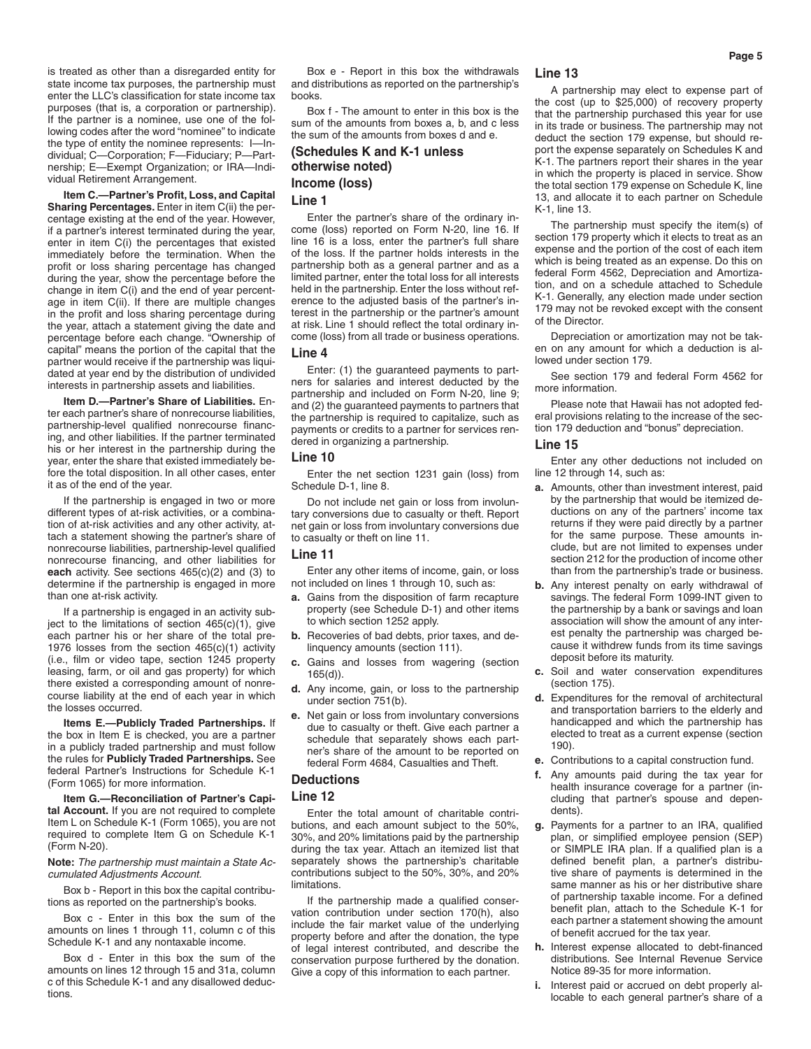is treated as other than a disregarded entity for state income tax purposes, the partnership must enter the LLC's classification for state income tax purposes (that is, a corporation or partnership). If the partner is a nominee, use one of the following codes after the word "nominee" to indicate the type of entity the nominee represents: I—Individual; C—Corporation; F—Fiduciary; P—Partnership; E—Exempt Organization; or IRA—Individual Retirement Arrangement.

**Item C.—Partner's Profit, Loss, and Capital Sharing Percentages.** Enter in item C(ii) the percentage existing at the end of the year. However, if a partner's interest terminated during the year, enter in item C(i) the percentages that existed immediately before the termination. When the profit or loss sharing percentage has changed during the year, show the percentage before the change in item C(i) and the end of year percentage in item C(ii). If there are multiple changes in the profit and loss sharing percentage during the year, attach a statement giving the date and percentage before each change. "Ownership of capital" means the portion of the capital that the partner would receive if the partnership was liquidated at year end by the distribution of undivided interests in partnership assets and liabilities.

**Item D.—Partner's Share of Liabilities.** Enter each partner's share of nonrecourse liabilities, partnership-level qualified nonrecourse financing, and other liabilities. If the partner terminated his or her interest in the partnership during the year, enter the share that existed immediately before the total disposition. In all other cases, enter it as of the end of the year.

If the partnership is engaged in two or more different types of at-risk activities, or a combination of at-risk activities and any other activity, attach a statement showing the partner's share of nonrecourse liabilities, partnership-level qualified nonrecourse financing, and other liabilities for **each** activity. See sections 465(c)(2) and (3) to determine if the partnership is engaged in more than one at-risk activity.

If a partnership is engaged in an activity subject to the limitations of section 465(c)(1), give each partner his or her share of the total pre-1976 losses from the section 465(c)(1) activity (i.e., film or video tape, section 1245 property leasing, farm, or oil and gas property) for which there existed a corresponding amount of nonrecourse liability at the end of each year in which the losses occurred.

**Items E.—Publicly Traded Partnerships.** If the box in Item E is checked, you are a partner in a publicly traded partnership and must follow the rules for **Publicly Traded Partnerships.** See federal Partner's Instructions for Schedule K-1 (Form 1065) for more information.

**Item G.—Reconciliation of Partner's Capital Account.** If you are not required to complete Item L on Schedule K-1 (Form 1065), you are not required to complete Item G on Schedule K-1 (Form N-20).

**Note:** *The partnership must maintain a State Accumulated Adjustments Account.*

Box b - Report in this box the capital contributions as reported on the partnership's books.

Box c - Enter in this box the sum of the amounts on lines 1 through 11, column c of this Schedule K-1 and any nontaxable income.

Box d - Enter in this box the sum of the amounts on lines 12 through 15 and 31a, column c of this Schedule K-1 and any disallowed deductions.

Box e - Report in this box the withdrawals and distributions as reported on the partnership's books.

Box f - The amount to enter in this box is the sum of the amounts from boxes a, b, and c less the sum of the amounts from boxes d and e.

## (Schedules K and K-1 unless otherwise noted)

## Income (loss)

### Line 1

Enter the partner's share of the ordinary income (loss) reported on Form N-20, line 16. If line 16 is a loss, enter the partner's full share of the loss. If the partner holds interests in the partnership both as a general partner and as a limited partner, enter the total loss for all interests held in the partnership. Enter the loss without reference to the adjusted basis of the partner's interest in the partnership or the partner's amount at risk. Line 1 should reflect the total ordinary income (loss) from all trade or business operations.

### Line 4

Enter: (1) the guaranteed payments to partners for salaries and interest deducted by the partnership and included on Form N-20, line 9; and (2) the guaranteed payments to partners that the partnership is required to capitalize, such as payments or credits to a partner for services rendered in organizing a partnership.

### Line 10

Enter the net section 1231 gain (loss) from Schedule D-1, line 8.

Do not include net gain or loss from involuntary conversions due to casualty or theft. Report net gain or loss from involuntary conversions due to casualty or theft on line 11.

### Line 11

Enter any other items of income, gain, or loss not included on lines 1 through 10, such as:

- **a.** Gains from the disposition of farm recapture property (see Schedule D-1) and other items to which section 1252 apply.
- **b.** Recoveries of bad debts, prior taxes, and delinquency amounts (section 111).
- **c.** Gains and losses from wagering (section 165(d)).
- **d.** Any income, gain, or loss to the partnership under section 751(b).
- **e.** Net gain or loss from involuntary conversions due to casualty or theft. Give each partner a schedule that separately shows each partner's share of the amount to be reported on federal Form 4684, Casualties and Theft.

## Deductions

### Line 12

Enter the total amount of charitable contributions, and each amount subject to the 50%, 30%, and 20% limitations paid by the partnership during the tax year. Attach an itemized list that separately shows the partnership's charitable contributions subject to the 50%, 30%, and 20% limitations.

If the partnership made a qualified conservation contribution under section 170(h), also include the fair market value of the underlying property before and after the donation, the type of legal interest contributed, and describe the conservation purpose furthered by the donation. Give a copy of this information to each partner.

### Line 13

A partnership may elect to expense part of the cost (up to $25,000) of recovery property that the partnership purchased this year for use in its trade or business. The partnership may not deduct the section 179 expense, but should report the expense separately on Schedules K and K-1. The partners report their shares in the year in which the property is placed in service. Show the total section 179 expense on Schedule K, line 13, and allocate it to each partner on Schedule K-1, line 13.

The partnership must specify the item(s) of section 179 property which it elects to treat as an expense and the portion of the cost of each item which is being treated as an expense. Do this on federal Form 4562, Depreciation and Amortization, and on a schedule attached to Schedule K-1. Generally, any election made under section 179 may not be revoked except with the consent of the Director.

Depreciation or amortization may not be taken on any amount for which a deduction is allowed under section 179.

See section 179 and federal Form 4562 for more information.

Please note that Hawaii has not adopted federal provisions relating to the increase of the section 179 deduction and "bonus" depreciation.

### Line 15

Enter any other deductions not included on line 12 through 14, such as:

- **a.** Amounts, other than investment interest, paid by the partnership that would be itemized deductions on any of the partners' income tax returns if they were paid directly by a partner for the same purpose. These amounts include, but are not limited to expenses under section 212 for the production of income other than from the partnership's trade or business.
- **b.** Any interest penalty on early withdrawal of savings. The federal Form 1099-INT given to the partnership by a bank or savings and loan association will show the amount of any interest penalty the partnership was charged because it withdrew funds from its time savings deposit before its maturity.
- **c.** Soil and water conservation expenditures (section 175).
- **d.** Expenditures for the removal of architectural and transportation barriers to the elderly and handicapped and which the partnership has elected to treat as a current expense (section 190).
- **e.** Contributions to a capital construction fund.
- **f.** Any amounts paid during the tax year for health insurance coverage for a partner (including that partner's spouse and dependents).
- **g.** Payments for a partner to an IRA, qualified plan, or simplified employee pension (SEP) or SIMPLE IRA plan. If a qualified plan is a defined benefit plan, a partner's distributive share of payments is determined in the same manner as his or her distributive share of partnership taxable income. For a defined benefit plan, attach to the Schedule K-1 for each partner a statement showing the amount of benefit accrued for the tax year.
- **h.** Interest expense allocated to debt-financed distributions. See Internal Revenue Service Notice 89-35 for more information.
- **i.** Interest paid or accrued on debt properly allocable to each general partner's share of a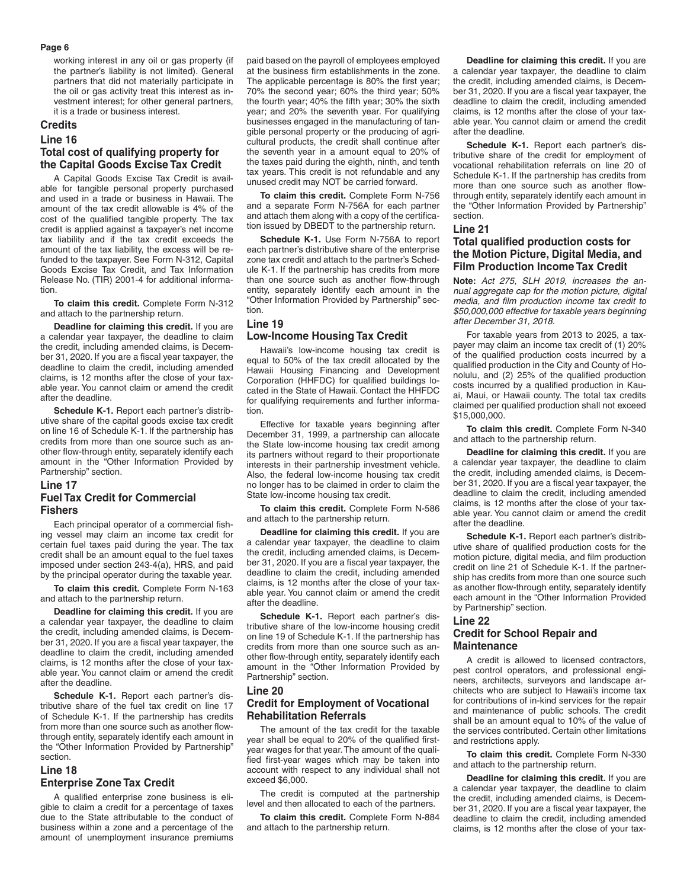working interest in any oil or gas property (if the partner's liability is not limited). General partners that did not materially participate in the oil or gas activity treat this interest as investment interest; for other general partners, it is a trade or business interest.

## Credits

### Line 16

### Total cost of qualifying property for the Capital Goods Excise Tax Credit

A Capital Goods Excise Tax Credit is available for tangible personal property purchased and used in a trade or business in Hawaii. The amount of the tax credit allowable is 4% of the cost of the qualified tangible property. The tax credit is applied against a taxpayer's net income tax liability and if the tax credit exceeds the amount of the tax liability, the excess will be refunded to the taxpayer. See Form N-312, Capital Goods Excise Tax Credit, and Tax Information Release No. (TIR) 2001-4 for additional information.

**To claim this credit.** Complete Form N-312 and attach to the partnership return.

**Deadline for claiming this credit.** If you are a calendar year taxpayer, the deadline to claim the credit, including amended claims, is December 31, 2020. If you are a fiscal year taxpayer, the deadline to claim the credit, including amended claims, is 12 months after the close of your taxable year. You cannot claim or amend the credit after the deadline.

**Schedule K-1.** Report each partner's distributive share of the capital goods excise tax credit on line 16 of Schedule K-1. If the partnership has credits from more than one source such as another flow-through entity, separately identify each amount in the "Other Information Provided by Partnership" section.

### Line 17

### Fuel Tax Credit for Commercial Fishers

Each principal operator of a commercial fishing vessel may claim an income tax credit for certain fuel taxes paid during the year. The tax credit shall be an amount equal to the fuel taxes imposed under section 243-4(a), HRS, and paid by the principal operator during the taxable year.

**To claim this credit.** Complete Form N-163 and attach to the partnership return.

**Deadline for claiming this credit.** If you are a calendar year taxpayer, the deadline to claim the credit, including amended claims, is December 31, 2020. If you are a fiscal year taxpayer, the deadline to claim the credit, including amended claims, is 12 months after the close of your taxable year. You cannot claim or amend the credit after the deadline.

**Schedule K-1.** Report each partner's distributive share of the fuel tax credit on line 17 of Schedule K-1. If the partnership has credits from more than one source such as another flow-through entity, separately identify each amount in the "Other Information Provided by Partnership" section.

### Line 18

### Enterprise Zone Tax Credit

A qualified enterprise zone business is eligible to claim a credit for a percentage of taxes due to the State attributable to the conduct of business within a zone and a percentage of the amount of unemployment insurance premiums paid based on the payroll of employees employed at the business firm establishments in the zone. The applicable percentage is 80% the first year; 70% the second year; 60% the third year; 50% the fourth year; 40% the fifth year; 30% the sixth year; and 20% the seventh year. For qualifying businesses engaged in the manufacturing of tangible personal property or the producing of agricultural products, the credit shall continue after the seventh year in a amount equal to 20% of the taxes paid during the eighth, ninth, and tenth tax years. This credit is not refundable and any unused credit may NOT be carried forward.

**To claim this credit.** Complete Form N-756 and a separate Form N-756A for each partner and attach them along with a copy of the certification issued by DBEDT to the partnership return.

**Schedule K-1.** Use Form N-756A to report each partner's distributive share of the enterprise zone tax credit and attach to the partner's Schedule K-1. If the partnership has credits from more than one source such as another flow-through entity, separately identify each amount in the "Other Information Provided by Partnership" section.

### Line 19

### Low-Income Housing Tax Credit

Hawaii's low-income housing tax credit is equal to 50% of the tax credit allocated by the Hawaii Housing Financing and Development Corporation (HHFDC) for qualified buildings located in the State of Hawaii. Contact the HHFDC for qualifying requirements and further information.

Effective for taxable years beginning after December 31, 1999, a partnership can allocate the State low-income housing tax credit among its partners without regard to their proportionate interests in their partnership investment vehicle. Also, the federal low-income housing tax credit no longer has to be claimed in order to claim the State low-income housing tax credit.

**To claim this credit.** Complete Form N-586 and attach to the partnership return.

**Deadline for claiming this credit.** If you are a calendar year taxpayer, the deadline to claim the credit, including amended claims, is December 31, 2020. If you are a fiscal year taxpayer, the deadline to claim the credit, including amended claims, is 12 months after the close of your taxable year. You cannot claim or amend the credit after the deadline.

**Schedule K-1.** Report each partner's distributive share of the low-income housing credit on line 19 of Schedule K-1. If the partnership has credits from more than one source such as another flow-through entity, separately identify each amount in the "Other Information Provided by Partnership" section.

### Line 20

### Credit for Employment of Vocational Rehabilitation Referrals

The amount of the tax credit for the taxable year shall be equal to 20% of the qualified first-year wages for that year. The amount of the qualified first-year wages which may be taken into account with respect to any individual shall not exceed $6,000.

The credit is computed at the partnership level and then allocated to each of the partners.

**To claim this credit.** Complete Form N-884 and attach to the partnership return.

**Deadline for claiming this credit.** If you are a calendar year taxpayer, the deadline to claim the credit, including amended claims, is December 31, 2020. If you are a fiscal year taxpayer, the deadline to claim the credit, including amended claims, is 12 months after the close of your taxable year. You cannot claim or amend the credit after the deadline.

**Schedule K-1.** Report each partner's distributive share of the credit for employment of vocational rehabilitation referrals on line 20 of Schedule K-1. If the partnership has credits from more than one source such as another flow-through entity, separately identify each amount in the "Other Information Provided by Partnership" section.

### Line 21

### Total qualified production costs for the Motion Picture, Digital Media, and Film Production Income Tax Credit

**Note:** *Act 275, SLH 2019, increases the annual aggregate cap for the motion picture, digital media, and film production income tax credit to $50,000,000 effective for taxable years beginning after December 31, 2018.*

For taxable years from 2013 to 2025, a taxpayer may claim an income tax credit of (1) 20% of the qualified production costs incurred by a qualified production in the City and County of Honolulu, and (2) 25% of the qualified production costs incurred by a qualified production in Kauai, Maui, or Hawaii county. The total tax credits claimed per qualified production shall not exceed $15,000,000.

**To claim this credit.** Complete Form N-340 and attach to the partnership return.

**Deadline for claiming this credit.** If you are a calendar year taxpayer, the deadline to claim the credit, including amended claims, is December 31, 2020. If you are a fiscal year taxpayer, the deadline to claim the credit, including amended claims, is 12 months after the close of your taxable year. You cannot claim or amend the credit after the deadline.

**Schedule K-1.** Report each partner's distributive share of qualified production costs for the motion picture, digital media, and film production credit on line 21 of Schedule K-1. If the partnership has credits from more than one source such as another flow-through entity, separately identify each amount in the "Other Information Provided by Partnership" section.

### Line 22

### Credit for School Repair and Maintenance

A credit is allowed to licensed contractors, pest control operators, and professional engineers, architects, surveyors and landscape architects who are subject to Hawaii's income tax for contributions of in-kind services for the repair and maintenance of public schools. The credit shall be an amount equal to 10% of the value of the services contributed. Certain other limitations and restrictions apply.

**To claim this credit.** Complete Form N-330 and attach to the partnership return.

**Deadline for claiming this credit.** If you are a calendar year taxpayer, the deadline to claim the credit, including amended claims, is December 31, 2020. If you are a fiscal year taxpayer, the deadline to claim the credit, including amended claims, is 12 months after the close of your tax-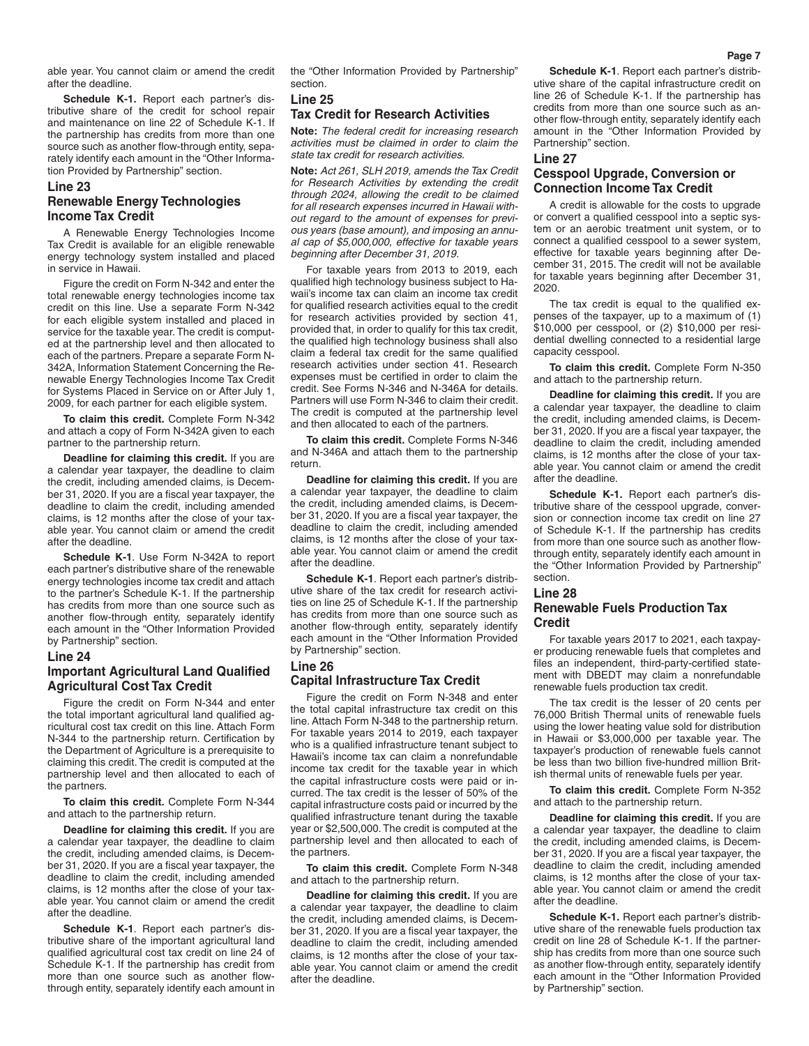able year. You cannot claim or amend the credit after the deadline.

**Schedule K-1.** Report each partner's distributive share of the credit for school repair and maintenance on line 22 of Schedule K-1. If the partnership has credits from more than one source such as another flow-through entity, separately identify each amount in the "Other Information Provided by Partnership" section.

## Line 23
## Renewable Energy Technologies Income Tax Credit

A Renewable Energy Technologies Income Tax Credit is available for an eligible renewable energy technology system installed and placed in service in Hawaii.

Figure the credit on Form N-342 and enter the total renewable energy technologies income tax credit on this line. Use a separate Form N-342 for each eligible system installed and placed in service for the taxable year. The credit is computed at the partnership level and then allocated to each of the partners. Prepare a separate Form N-342A, Information Statement Concerning the Renewable Energy Technologies Income Tax Credit for Systems Placed in Service on or After July 1, 2009, for each partner for each eligible system.

**To claim this credit.** Complete Form N-342 and attach a copy of Form N-342A given to each partner to the partnership return.

**Deadline for claiming this credit.** If you are a calendar year taxpayer, the deadline to claim the credit, including amended claims, is December 31, 2020. If you are a fiscal year taxpayer, the deadline to claim the credit, including amended claims, is 12 months after the close of your taxable year. You cannot claim or amend the credit after the deadline.

**Schedule K-1**. Use Form N-342A to report each partner's distributive share of the renewable energy technologies income tax credit and attach to the partner's Schedule K-1. If the partnership has credits from more than one source such as another flow-through entity, separately identify each amount in the "Other Information Provided by Partnership" section.

## Line 24
## Important Agricultural Land Qualified Agricultural Cost Tax Credit

Figure the credit on Form N-344 and enter the total important agricultural land qualified agricultural cost tax credit on this line. Attach Form N-344 to the partnership return. Certification by the Department of Agriculture is a prerequisite to claiming this credit. The credit is computed at the partnership level and then allocated to each of the partners.

**To claim this credit.** Complete Form N-344 and attach to the partnership return.

**Deadline for claiming this credit.** If you are a calendar year taxpayer, the deadline to claim the credit, including amended claims, is December 31, 2020. If you are a fiscal year taxpayer, the deadline to claim the credit, including amended claims, is 12 months after the close of your taxable year. You cannot claim or amend the credit after the deadline.

**Schedule K-1**. Report each partner's distributive share of the important agricultural land qualified agricultural cost tax credit on line 24 of Schedule K-1. If the partnership has credit from more than one source such as another flow-through entity, separately identify each amount in the "Other Information Provided by Partnership" section.

## Line 25
## Tax Credit for Research Activities

**Note:** *The federal credit for increasing research activities must be claimed in order to claim the state tax credit for research activities.*

**Note:** *Act 261, SLH 2019, amends the Tax Credit for Research Activities by extending the credit through 2024, allowing the credit to be claimed for all research expenses incurred in Hawaii without regard to the amount of expenses for previous years (base amount), and imposing an annual cap of $5,000,000, effective for taxable years beginning after December 31, 2019.*

For taxable years from 2013 to 2019, each qualified high technology business subject to Hawaii's income tax can claim an income tax credit for qualified research activities equal to the credit for research activities provided by section 41, provided that, in order to qualify for this tax credit, the qualified high technology business shall also claim a federal tax credit for the same qualified research activities under section 41. Research expenses must be certified in order to claim the credit. See Forms N-346 and N-346A for details. Partners will use Form N-346 to claim their credit. The credit is computed at the partnership level and then allocated to each of the partners.

**To claim this credit.** Complete Forms N-346 and N-346A and attach them to the partnership return.

**Deadline for claiming this credit.** If you are a calendar year taxpayer, the deadline to claim the credit, including amended claims, is December 31, 2020. If you are a fiscal year taxpayer, the deadline to claim the credit, including amended claims, is 12 months after the close of your taxable year. You cannot claim or amend the credit after the deadline.

**Schedule K-1**. Report each partner's distributive share of the tax credit for research activities on line 25 of Schedule K-1. If the partnership has credits from more than one source such as another flow-through entity, separately identify each amount in the "Other Information Provided by Partnership" section.

## Line 26
## Capital Infrastructure Tax Credit

Figure the credit on Form N-348 and enter the total capital infrastructure tax credit on this line. Attach Form N-348 to the partnership return. For taxable years 2014 to 2019, each taxpayer who is a qualified infrastructure tenant subject to Hawaii's income tax can claim a nonrefundable income tax credit for the taxable year in which the capital infrastructure costs were paid or incurred. The tax credit is the lesser of 50% of the capital infrastructure costs paid or incurred by the qualified infrastructure tenant during the taxable year or $2,500,000. The credit is computed at the partnership level and then allocated to each of the partners.

**To claim this credit.** Complete Form N-348 and attach to the partnership return.

**Deadline for claiming this credit.** If you are a calendar year taxpayer, the deadline to claim the credit, including amended claims, is December 31, 2020. If you are a fiscal year taxpayer, the deadline to claim the credit, including amended claims, is 12 months after the close of your taxable year. You cannot claim or amend the credit after the deadline.

**Schedule K-1**. Report each partner's distributive share of the capital infrastructure credit on line 26 of Schedule K-1. If the partnership has credits from more than one source such as another flow-through entity, separately identify each amount in the "Other Information Provided by Partnership" section.

## Line 27
## Cesspool Upgrade, Conversion or Connection Income Tax Credit

A credit is allowable for the costs to upgrade or convert a qualified cesspool into a septic system or an aerobic treatment unit system, or to connect a qualified cesspool to a sewer system, effective for taxable years beginning after December 31, 2015. The credit will not be available for taxable years beginning after December 31, 2020.

The tax credit is equal to the qualified expenses of the taxpayer, up to a maximum of (1) $10,000 per cesspool, or (2) $10,000 per residential dwelling connected to a residential large capacity cesspool.

**To claim this credit.** Complete Form N-350 and attach to the partnership return.

**Deadline for claiming this credit.** If you are a calendar year taxpayer, the deadline to claim the credit, including amended claims, is December 31, 2020. If you are a fiscal year taxpayer, the deadline to claim the credit, including amended claims, is 12 months after the close of your taxable year. You cannot claim or amend the credit after the deadline.

**Schedule K-1.** Report each partner's distributive share of the cesspool upgrade, conversion or connection income tax credit on line 27 of Schedule K-1. If the partnership has credits from more than one source such as another flow-through entity, separately identify each amount in the "Other Information Provided by Partnership" section.

## Line 28
## Renewable Fuels Production Tax Credit

For taxable years 2017 to 2021, each taxpayer producing renewable fuels that completes and files an independent, third-party-certified statement with DBEDT may claim a nonrefundable renewable fuels production tax credit.

The tax credit is the lesser of 20 cents per 76,000 British Thermal units of renewable fuels using the lower heating value sold for distribution in Hawaii or $3,000,000 per taxable year. The taxpayer's production of renewable fuels cannot be less than two billion five-hundred million British thermal units of renewable fuels per year.

**To claim this credit.** Complete Form N-352 and attach to the partnership return.

**Deadline for claiming this credit.** If you are a calendar year taxpayer, the deadline to claim the credit, including amended claims, is December 31, 2020. If you are a fiscal year taxpayer, the deadline to claim the credit, including amended claims, is 12 months after the close of your taxable year. You cannot claim or amend the credit after the deadline.

**Schedule K-1.** Report each partner's distributive share of the renewable fuels production tax credit on line 28 of Schedule K-1. If the partnership has credits from more than one source such as another flow-through entity, separately identify each amount in the "Other Information Provided by Partnership" section.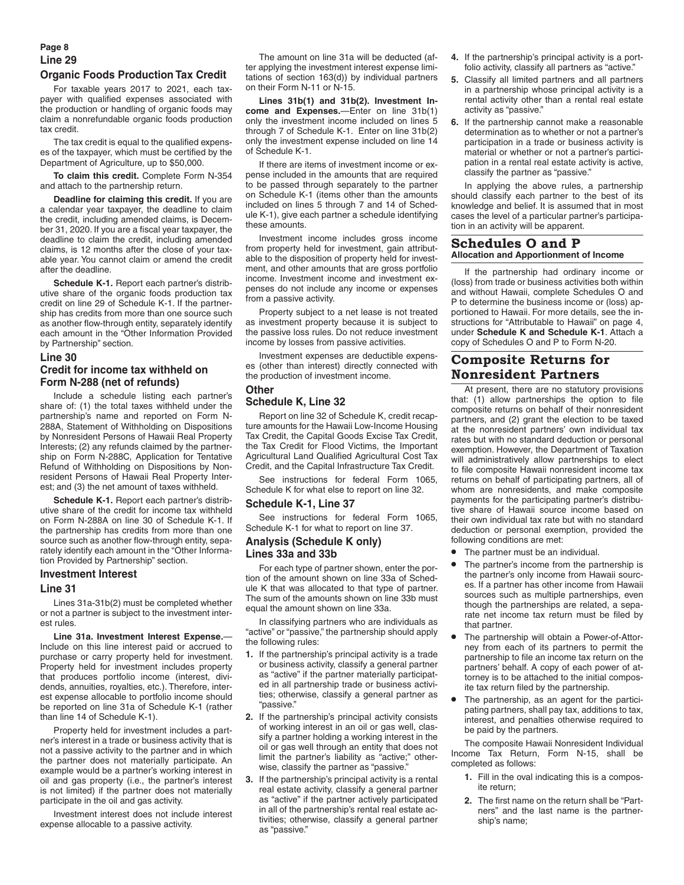### Line 29

### Organic Foods Production Tax Credit

For taxable years 2017 to 2021, each taxpayer with qualified expenses associated with the production or handling of organic foods may claim a nonrefundable organic foods production tax credit.

The tax credit is equal to the qualified expenses of the taxpayer, which must be certified by the Department of Agriculture, up to $50,000.

**To claim this credit.** Complete Form N-354 and attach to the partnership return.

**Deadline for claiming this credit.** If you are a calendar year taxpayer, the deadline to claim the credit, including amended claims, is December 31, 2020. If you are a fiscal year taxpayer, the deadline to claim the credit, including amended claims, is 12 months after the close of your taxable year. You cannot claim or amend the credit after the deadline.

**Schedule K-1.** Report each partner's distributive share of the organic foods production tax credit on line 29 of Schedule K-1. If the partnership has credits from more than one source such as another flow-through entity, separately identify each amount in the "Other Information Provided by Partnership" section.

### Line 30

### Credit for income tax withheld on Form N-288 (net of refunds)

Include a schedule listing each partner's share of: (1) the total taxes withheld under the partnership's name and reported on Form N-288A, Statement of Withholding on Dispositions by Nonresident Persons of Hawaii Real Property Interests; (2) any refunds claimed by the partnership on Form N-288C, Application for Tentative Refund of Withholding on Dispositions by Nonresident Persons of Hawaii Real Property Interest; and (3) the net amount of taxes withheld.

**Schedule K-1.** Report each partner's distributive share of the credit for income tax withheld on Form N-288A on line 30 of Schedule K-1. If the partnership has credits from more than one source such as another flow-through entity, separately identify each amount in the "Other Information Provided by Partnership" section.

### Investment Interest

### Line 31

Lines 31a-31b(2) must be completed whether or not a partner is subject to the investment interest rules.

**Line 31a. Investment Interest Expense.**—Include on this line interest paid or accrued to purchase or carry property held for investment. Property held for investment includes property that produces portfolio income (interest, dividends, annuities, royalties, etc.). Therefore, interest expense allocable to portfolio income should be reported on line 31a of Schedule K-1 (rather than line 14 of Schedule K-1).

Property held for investment includes a partner's interest in a trade or business activity that is not a passive activity to the partner and in which the partner does not materially participate. An example would be a partner's working interest in oil and gas property (i.e., the partner's interest is not limited) if the partner does not materially participate in the oil and gas activity.

Investment interest does not include interest expense allocable to a passive activity.

The amount on line 31a will be deducted (after applying the investment interest expense limitations of section 163(d)) by individual partners on their Form N-11 or N-15.

**Lines 31b(1) and 31b(2). Investment Income and Expenses.**—Enter on line 31b(1) only the investment income included on lines 5 through 7 of Schedule K-1. Enter on line 31b(2) only the investment expense included on line 14 of Schedule K-1.

If there are items of investment income or expense included in the amounts that are required to be passed through separately to the partner on Schedule K-1 (items other than the amounts included on lines 5 through 7 and 14 of Schedule K-1), give each partner a schedule identifying these amounts.

Investment income includes gross income from property held for investment, gain attributable to the disposition of property held for investment, and other amounts that are gross portfolio income. Investment income and investment expenses do not include any income or expenses from a passive activity.

Property subject to a net lease is not treated as investment property because it is subject to the passive loss rules. Do not reduce investment income by losses from passive activities.

Investment expenses are deductible expenses (other than interest) directly connected with the production of investment income.

### Other

### Schedule K, Line 32

Report on line 32 of Schedule K, credit recapture amounts for the Hawaii Low-Income Housing Tax Credit, the Capital Goods Excise Tax Credit, the Tax Credit for Flood Victims, the Important Agricultural Land Qualified Agricultural Cost Tax Credit, and the Capital Infrastructure Tax Credit.

See instructions for federal Form 1065, Schedule K for what else to report on line 32.

### Schedule K-1, Line 37

See instructions for federal Form 1065, Schedule K-1 for what to report on line 37.

### Analysis (Schedule K only) Lines 33a and 33b

For each type of partner shown, enter the portion of the amount shown on line 33a of Schedule K that was allocated to that type of partner. The sum of the amounts shown on line 33b must equal the amount shown on line 33a.

In classifying partners who are individuals as "active" or "passive," the partnership should apply the following rules:

1. If the partnership's principal activity is a trade or business activity, classify a general partner as "active" if the partner materially participated in all partnership trade or business activities; otherwise, classify a general partner as "passive."
2. If the partnership's principal activity consists of working interest in an oil or gas well, classify a partner holding a working interest in the oil or gas well through an entity that does not limit the partner's liability as "active;" otherwise, classify the partner as "passive."
3. If the partnership's principal activity is a rental real estate activity, classify a general partner as "active" if the partner actively participated in all of the partnership's rental real estate activities; otherwise, classify a general partner as "passive."
4. If the partnership's principal activity is a portfolio activity, classify all partners as "active."
5. Classify all limited partners and all partners in a partnership whose principal activity is a rental activity other than a rental real estate activity as "passive."
6. If the partnership cannot make a reasonable determination as to whether or not a partner's participation in a trade or business activity is material or whether or not a partner's participation in a rental real estate activity is active, classify the partner as "passive."

In applying the above rules, a partnership should classify each partner to the best of its knowledge and belief. It is assumed that in most cases the level of a particular partner's participation in an activity will be apparent.

## Schedules O and P

### Allocation and Apportionment of Income

If the partnership had ordinary income or (loss) from trade or business activities both within and without Hawaii, complete Schedules O and P to determine the business income or (loss) apportioned to Hawaii. For more details, see the instructions for "Attributable to Hawaii" on page 4, under **Schedule K and Schedule K-1**. Attach a copy of Schedules O and P to Form N-20.

## Composite Returns for Nonresident Partners

At present, there are no statutory provisions that: (1) allow partnerships the option to file composite returns on behalf of their nonresident partners, and (2) grant the election to be taxed at the nonresident partners' own individual tax rates but with no standard deduction or personal exemption. However, the Department of Taxation will administratively allow partnerships to elect to file composite Hawaii nonresident income tax returns on behalf of participating partners, all of whom are nonresidents, and make composite payments for the participating partner's distributive share of Hawaii source income based on their own individual tax rate but with no standard deduction or personal exemption, provided the following conditions are met:

- The partner must be an individual.
- The partner's income from the partnership is the partner's only income from Hawaii sources. If a partner has other income from Hawaii sources such as multiple partnerships, even though the partnerships are related, a separate net income tax return must be filed by that partner.
- The partnership will obtain a Power-of-Attorney from each of its partners to permit the partnership to file an income tax return on the partners' behalf. A copy of each power of attorney is to be attached to the initial composite tax return filed by the partnership.
- The partnership, as an agent for the participating partners, shall pay tax, additions to tax, interest, and penalties otherwise required to be paid by the partners.

The composite Hawaii Nonresident Individual Income Tax Return, Form N-15, shall be completed as follows:

1. Fill in the oval indicating this is a composite return;
2. The first name on the return shall be "Partners" and the last name is the partnership's name;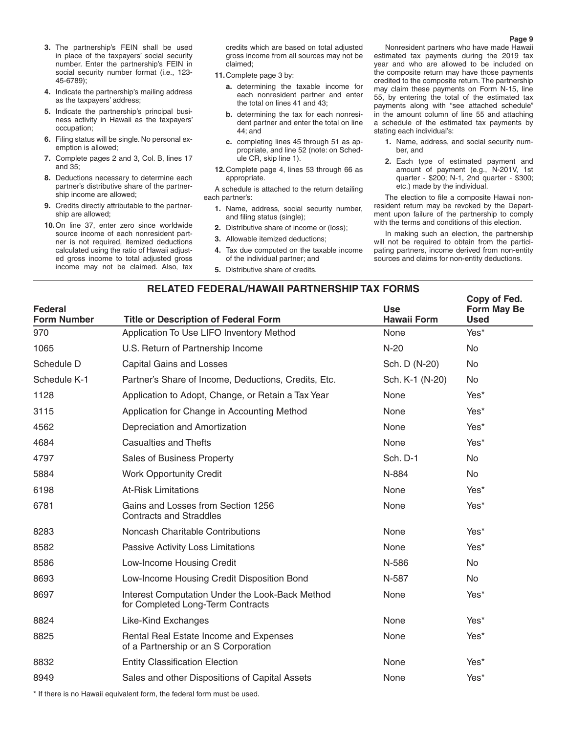3. The partnership's FEIN shall be used in place of the taxpayers' social security number. Enter the partnership's FEIN in social security number format (i.e., 123-45-6789);
4. Indicate the partnership's mailing address as the taxpayers' address;
5. Indicate the partnership's principal business activity in Hawaii as the taxpayers' occupation;
6. Filing status will be single. No personal exemption is allowed;
7. Complete pages 2 and 3, Col. B, lines 17 and 35;
8. Deductions necessary to determine each partner's distributive share of the partnership income are allowed;
9. Credits directly attributable to the partnership are allowed;
10. On line 37, enter zero since worldwide source income of each nonresident partner is not required, itemized deductions calculated using the ratio of Hawaii adjusted gross income to total adjusted gross income may not be claimed. Also, tax credits which are based on total adjusted gross income from all sources may not be claimed;
11. Complete page 3 by:
    - **a.** determining the taxable income for each nonresident partner and enter the total on lines 41 and 43;
    - **b.** determining the tax for each nonresident partner and enter the total on line 44; and
    - **c.** completing lines 45 through 51 as appropriate, and line 52 (note: on Schedule CR, skip line 1).
12. Complete page 4, lines 53 through 66 as appropriate.

A schedule is attached to the return detailing each partner's:

1. Name, address, social security number, and filing status (single);
2. Distributive share of income or (loss);
3. Allowable itemized deductions;
4. Tax due computed on the taxable income of the individual partner; and
5. Distributive share of credits.

Nonresident partners who have made Hawaii estimated tax payments during the 2019 tax year and who are allowed to be included on the composite return may have those payments credited to the composite return. The partnership may claim these payments on Form N-15, line 55, by entering the total of the estimated tax payments along with "see attached schedule" in the amount column of line 55 and attaching a schedule of the estimated tax payments by stating each individual's:

1. Name, address, and social security number, and
2. Each type of estimated payment and amount of payment (e.g., N-201V, 1st quarter - $200; N-1, 2nd quarter - $300; etc.) made by the individual.

The election to file a composite Hawaii nonresident return may be revoked by the Department upon failure of the partnership to comply with the terms and conditions of this election.

In making such an election, the partnership will not be required to obtain from the participating partners, income derived from non-entity sources and claims for non-entity deductions.

## RELATED FEDERAL/HAWAII PARTNERSHIP TAX FORMS

| Federal Form Number | Title or Description of Federal Form | Use Hawaii Form | Copy of Fed. Form May Be Used |
|---|---|---|---|
| 970 | Application To Use LIFO Inventory Method | None | Yes* |
| 1065 | U.S. Return of Partnership Income | N-20 | No |
| Schedule D | Capital Gains and Losses | Sch. D (N-20) | No |
| Schedule K-1 | Partner's Share of Income, Deductions, Credits, Etc. | Sch. K-1 (N-20) | No |
| 1128 | Application to Adopt, Change, or Retain a Tax Year | None | Yes* |
| 3115 | Application for Change in Accounting Method | None | Yes* |
| 4562 | Depreciation and Amortization | None | Yes* |
| 4684 | Casualties and Thefts | None | Yes* |
| 4797 | Sales of Business Property | Sch. D-1 | No |
| 5884 | Work Opportunity Credit | N-884 | No |
| 6198 | At-Risk Limitations | None | Yes* |
| 6781 | Gains and Losses from Section 1256 Contracts and Straddles | None | Yes* |
| 8283 | Noncash Charitable Contributions | None | Yes* |
| 8582 | Passive Activity Loss Limitations | None | Yes* |
| 8586 | Low-Income Housing Credit | N-586 | No |
| 8693 | Low-Income Housing Credit Disposition Bond | N-587 | No |
| 8697 | Interest Computation Under the Look-Back Method for Completed Long-Term Contracts | None | Yes* |
| 8824 | Like-Kind Exchanges | None | Yes* |
| 8825 | Rental Real Estate Income and Expenses of a Partnership or an S Corporation | None | Yes* |
| 8832 | Entity Classification Election | None | Yes* |
| 8949 | Sales and other Dispositions of Capital Assets | None | Yes* |

* If there is no Hawaii equivalent form, the federal form must be used.